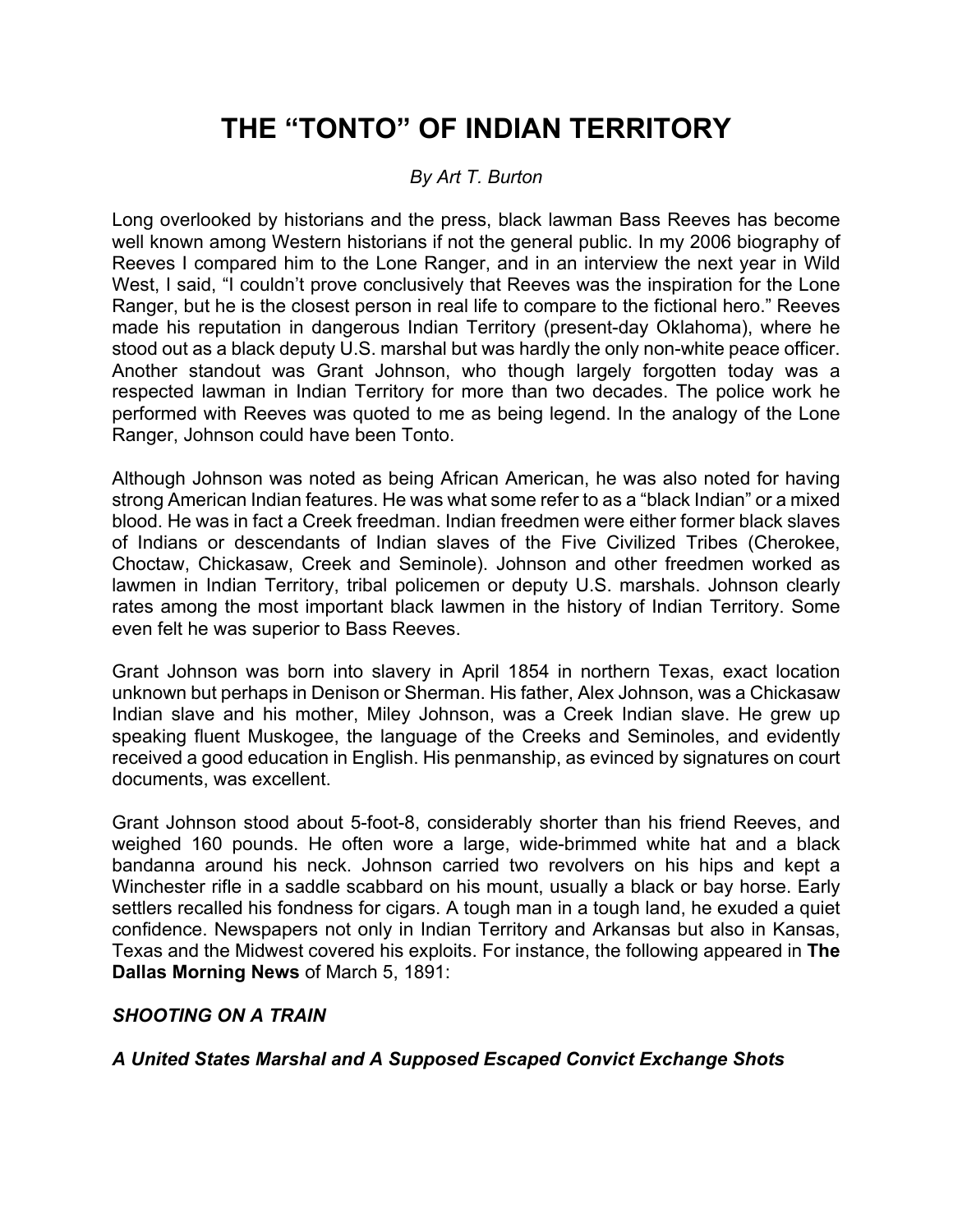# THE "TONTO" OF INDIAN TERRITORY

*By Art T. Burton*

Long overlooked by historians and the press, black lawman Bass Reeves has become well known among Western historians if not the general public. In my 2006 biography of Reeves I compared him to the Lone Ranger, and in an interview the next year in Wild West, I said, "I couldn't prove conclusively that Reeves was the inspiration for the Lone Ranger, but he is the closest person in real life to compare to the fictional hero." Reeves made his reputation in dangerous Indian Territory (present-day Oklahoma), where he stood out as a black deputy U.S. marshal but was hardly the only non-white peace officer. Another standout was Grant Johnson, who though largely forgotten today was a respected lawman in Indian Territory for more than two decades. The police work he performed with Reeves was quoted to me as being legend. In the analogy of the Lone Ranger, Johnson could have been Tonto.

Although Johnson was noted as being African American, he was also noted for having strong American Indian features. He was what some refer to as a "black Indian" or a mixed blood. He was in fact a Creek freedman. Indian freedmen were either former black slaves of Indians or descendants of Indian slaves of the Five Civilized Tribes (Cherokee, Choctaw, Chickasaw, Creek and Seminole). Johnson and other freedmen worked as lawmen in Indian Territory, tribal policemen or deputy U.S. marshals. Johnson clearly rates among the most important black lawmen in the history of Indian Territory. Some even felt he was superior to Bass Reeves.

Grant Johnson was born into slavery in April 1854 in northern Texas, exact location unknown but perhaps in Denison or Sherman. His father, Alex Johnson, was a Chickasaw Indian slave and his mother, Miley Johnson, was a Creek Indian slave. He grew up speaking fluent Muskogee, the language of the Creeks and Seminoles, and evidently received a good education in English. His penmanship, as evinced by signatures on court documents, was excellent.

Grant Johnson stood about 5-foot-8, considerably shorter than his friend Reeves, and weighed 160 pounds. He often wore a large, wide-brimmed white hat and a black bandanna around his neck. Johnson carried two revolvers on his hips and kept a Winchester rifle in a saddle scabbard on his mount, usually a black or bay horse. Early settlers recalled his fondness for cigars. A tough man in a tough land, he exuded a quiet confidence. Newspapers not only in Indian Territory and Arkansas but also in Kansas, Texas and the Midwest covered his exploits. For instance, the following appeared in **The Dallas Morning News** of March 5, 1891:

***SHOOTING ON A TRAIN***

***A United States Marshal and A Supposed Escaped Convict Exchange Shots***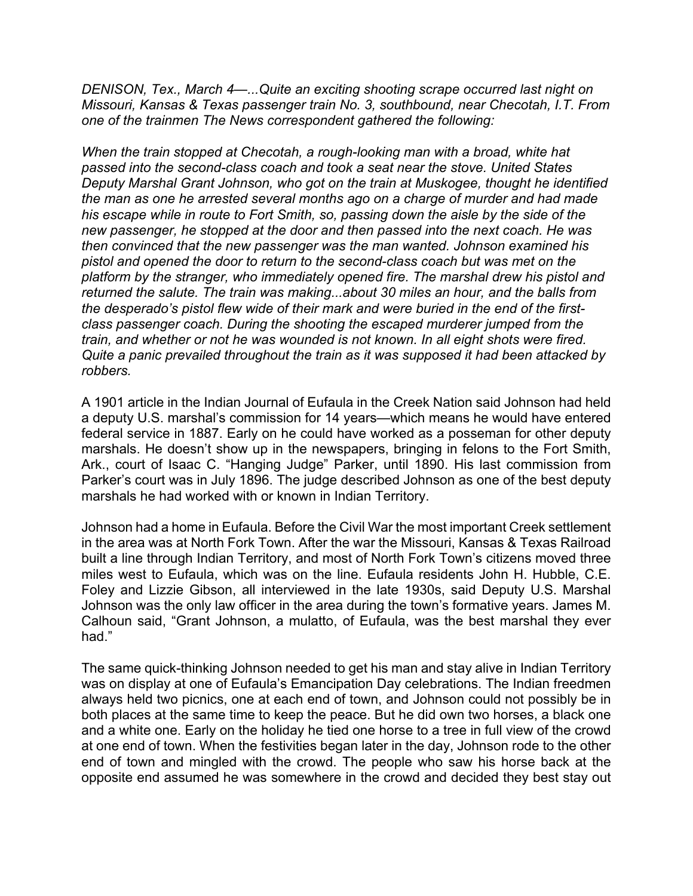*DENISON, Tex., March 4—...Quite an exciting shooting scrape occurred last night on Missouri, Kansas & Texas passenger train No. 3, southbound, near Checotah, I.T. From one of the trainmen The News correspondent gathered the following:*

*When the train stopped at Checotah, a rough-looking man with a broad, white hat passed into the second-class coach and took a seat near the stove. United States Deputy Marshal Grant Johnson, who got on the train at Muskogee, thought he identified the man as one he arrested several months ago on a charge of murder and had made his escape while in route to Fort Smith, so, passing down the aisle by the side of the new passenger, he stopped at the door and then passed into the next coach. He was then convinced that the new passenger was the man wanted. Johnson examined his pistol and opened the door to return to the second-class coach but was met on the platform by the stranger, who immediately opened fire. The marshal drew his pistol and returned the salute. The train was making...about 30 miles an hour, and the balls from the desperado's pistol flew wide of their mark and were buried in the end of the first-class passenger coach. During the shooting the escaped murderer jumped from the train, and whether or not he was wounded is not known. In all eight shots were fired. Quite a panic prevailed throughout the train as it was supposed it had been attacked by robbers.*

A 1901 article in the Indian Journal of Eufaula in the Creek Nation said Johnson had held a deputy U.S. marshal's commission for 14 years—which means he would have entered federal service in 1887. Early on he could have worked as a posseman for other deputy marshals. He doesn't show up in the newspapers, bringing in felons to the Fort Smith, Ark., court of Isaac C. "Hanging Judge" Parker, until 1890. His last commission from Parker's court was in July 1896. The judge described Johnson as one of the best deputy marshals he had worked with or known in Indian Territory.

Johnson had a home in Eufaula. Before the Civil War the most important Creek settlement in the area was at North Fork Town. After the war the Missouri, Kansas & Texas Railroad built a line through Indian Territory, and most of North Fork Town's citizens moved three miles west to Eufaula, which was on the line. Eufaula residents John H. Hubble, C.E. Foley and Lizzie Gibson, all interviewed in the late 1930s, said Deputy U.S. Marshal Johnson was the only law officer in the area during the town's formative years. James M. Calhoun said, "Grant Johnson, a mulatto, of Eufaula, was the best marshal they ever had."

The same quick-thinking Johnson needed to get his man and stay alive in Indian Territory was on display at one of Eufaula's Emancipation Day celebrations. The Indian freedmen always held two picnics, one at each end of town, and Johnson could not possibly be in both places at the same time to keep the peace. But he did own two horses, a black one and a white one. Early on the holiday he tied one horse to a tree in full view of the crowd at one end of town. When the festivities began later in the day, Johnson rode to the other end of town and mingled with the crowd. The people who saw his horse back at the opposite end assumed he was somewhere in the crowd and decided they best stay out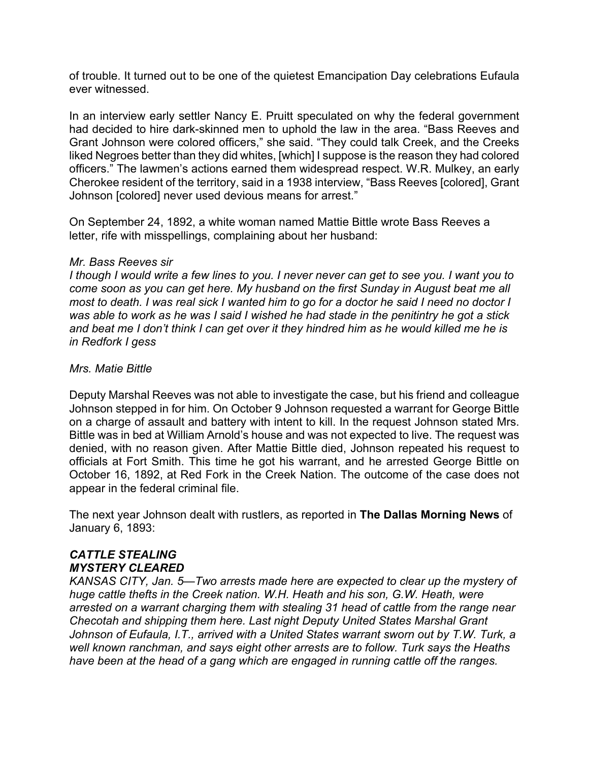of trouble. It turned out to be one of the quietest Emancipation Day celebrations Eufaula ever witnessed.

In an interview early settler Nancy E. Pruitt speculated on why the federal government had decided to hire dark-skinned men to uphold the law in the area. "Bass Reeves and Grant Johnson were colored officers," she said. "They could talk Creek, and the Creeks liked Negroes better than they did whites, [which] I suppose is the reason they had colored officers." The lawmen's actions earned them widespread respect. W.R. Mulkey, an early Cherokee resident of the territory, said in a 1938 interview, "Bass Reeves [colored], Grant Johnson [colored] never used devious means for arrest."

On September 24, 1892, a white woman named Mattie Bittle wrote Bass Reeves a letter, rife with misspellings, complaining about her husband:

*Mr. Bass Reeves sir*
*I though I would write a few lines to you. I never never can get to see you. I want you to come soon as you can get here. My husband on the first Sunday in August beat me all most to death. I was real sick I wanted him to go for a doctor he said I need no doctor I was able to work as he was I said I wished he had stade in the penitintry he got a stick and beat me I don't think I can get over it they hindred him as he would killed me he is in Redfork I gess*

*Mrs. Matie Bittle*

Deputy Marshal Reeves was not able to investigate the case, but his friend and colleague Johnson stepped in for him. On October 9 Johnson requested a warrant for George Bittle on a charge of assault and battery with intent to kill. In the request Johnson stated Mrs. Bittle was in bed at William Arnold's house and was not expected to live. The request was denied, with no reason given. After Mattie Bittle died, Johnson repeated his request to officials at Fort Smith. This time he got his warrant, and he arrested George Bittle on October 16, 1892, at Red Fork in the Creek Nation. The outcome of the case does not appear in the federal criminal file.

The next year Johnson dealt with rustlers, as reported in **The Dallas Morning News** of January 6, 1893:

***CATTLE STEALING***
***MYSTERY CLEARED***
*KANSAS CITY, Jan. 5—Two arrests made here are expected to clear up the mystery of huge cattle thefts in the Creek nation. W.H. Heath and his son, G.W. Heath, were arrested on a warrant charging them with stealing 31 head of cattle from the range near Checotah and shipping them here. Last night Deputy United States Marshal Grant Johnson of Eufaula, I.T., arrived with a United States warrant sworn out by T.W. Turk, a well known ranchman, and says eight other arrests are to follow. Turk says the Heaths have been at the head of a gang which are engaged in running cattle off the ranges.*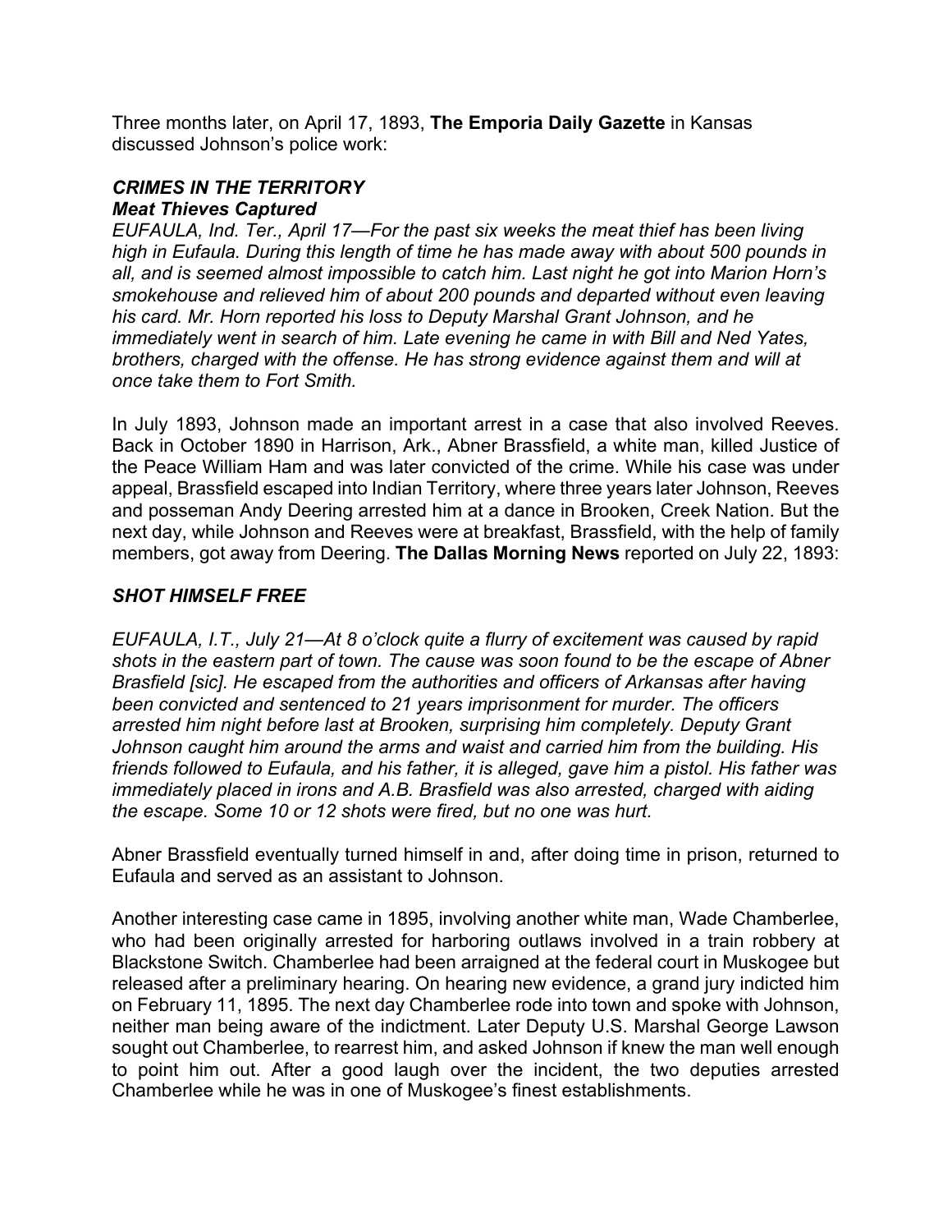Three months later, on April 17, 1893, **The Emporia Daily Gazette** in Kansas discussed Johnson's police work:

***CRIMES IN THE TERRITORY***
***Meat Thieves Captured***
*EUFAULA, Ind. Ter., April 17—For the past six weeks the meat thief has been living high in Eufaula. During this length of time he has made away with about 500 pounds in all, and is seemed almost impossible to catch him. Last night he got into Marion Horn's smokehouse and relieved him of about 200 pounds and departed without even leaving his card. Mr. Horn reported his loss to Deputy Marshal Grant Johnson, and he immediately went in search of him. Late evening he came in with Bill and Ned Yates, brothers, charged with the offense. He has strong evidence against them and will at once take them to Fort Smith.*

In July 1893, Johnson made an important arrest in a case that also involved Reeves. Back in October 1890 in Harrison, Ark., Abner Brassfield, a white man, killed Justice of the Peace William Ham and was later convicted of the crime. While his case was under appeal, Brassfield escaped into Indian Territory, where three years later Johnson, Reeves and posseman Andy Deering arrested him at a dance in Brooken, Creek Nation. But the next day, while Johnson and Reeves were at breakfast, Brassfield, with the help of family members, got away from Deering. **The Dallas Morning News** reported on July 22, 1893:

***SHOT HIMSELF FREE***

*EUFAULA, I.T., July 21—At 8 o'clock quite a flurry of excitement was caused by rapid shots in the eastern part of town. The cause was soon found to be the escape of Abner Brasfield [sic]. He escaped from the authorities and officers of Arkansas after having been convicted and sentenced to 21 years imprisonment for murder. The officers arrested him night before last at Brooken, surprising him completely. Deputy Grant Johnson caught him around the arms and waist and carried him from the building. His friends followed to Eufaula, and his father, it is alleged, gave him a pistol. His father was immediately placed in irons and A.B. Brasfield was also arrested, charged with aiding the escape. Some 10 or 12 shots were fired, but no one was hurt.*

Abner Brassfield eventually turned himself in and, after doing time in prison, returned to Eufaula and served as an assistant to Johnson.

Another interesting case came in 1895, involving another white man, Wade Chamberlee, who had been originally arrested for harboring outlaws involved in a train robbery at Blackstone Switch. Chamberlee had been arraigned at the federal court in Muskogee but released after a preliminary hearing. On hearing new evidence, a grand jury indicted him on February 11, 1895. The next day Chamberlee rode into town and spoke with Johnson, neither man being aware of the indictment. Later Deputy U.S. Marshal George Lawson sought out Chamberlee, to rearrest him, and asked Johnson if knew the man well enough to point him out. After a good laugh over the incident, the two deputies arrested Chamberlee while he was in one of Muskogee's finest establishments.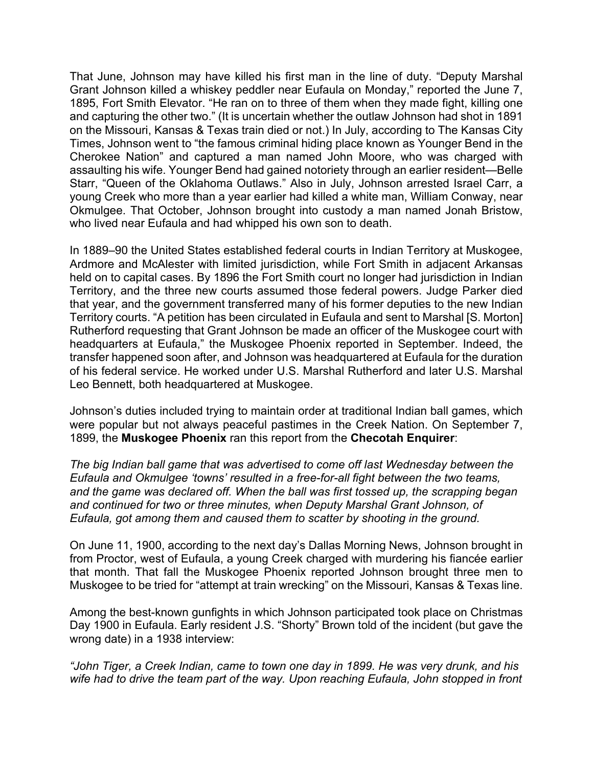That June, Johnson may have killed his first man in the line of duty. “Deputy Marshal Grant Johnson killed a whiskey peddler near Eufaula on Monday,” reported the June 7, 1895, Fort Smith Elevator. “He ran on to three of them when they made fight, killing one and capturing the other two.” (It is uncertain whether the outlaw Johnson had shot in 1891 on the Missouri, Kansas & Texas train died or not.) In July, according to The Kansas City Times, Johnson went to “the famous criminal hiding place known as Younger Bend in the Cherokee Nation” and captured a man named John Moore, who was charged with assaulting his wife. Younger Bend had gained notoriety through an earlier resident—Belle Starr, “Queen of the Oklahoma Outlaws.” Also in July, Johnson arrested Israel Carr, a young Creek who more than a year earlier had killed a white man, William Conway, near Okmulgee. That October, Johnson brought into custody a man named Jonah Bristow, who lived near Eufaula and had whipped his own son to death.

In 1889–90 the United States established federal courts in Indian Territory at Muskogee, Ardmore and McAlester with limited jurisdiction, while Fort Smith in adjacent Arkansas held on to capital cases. By 1896 the Fort Smith court no longer had jurisdiction in Indian Territory, and the three new courts assumed those federal powers. Judge Parker died that year, and the government transferred many of his former deputies to the new Indian Territory courts. “A petition has been circulated in Eufaula and sent to Marshal [S. Morton] Rutherford requesting that Grant Johnson be made an officer of the Muskogee court with headquarters at Eufaula,” the Muskogee Phoenix reported in September. Indeed, the transfer happened soon after, and Johnson was headquartered at Eufaula for the duration of his federal service. He worked under U.S. Marshal Rutherford and later U.S. Marshal Leo Bennett, both headquartered at Muskogee.

Johnson’s duties included trying to maintain order at traditional Indian ball games, which were popular but not always peaceful pastimes in the Creek Nation. On September 7, 1899, the **Muskogee Phoenix** ran this report from the **Checotah Enquirer**:

*The big Indian ball game that was advertised to come off last Wednesday between the Eufaula and Okmulgee ‘towns’ resulted in a free-for-all fight between the two teams, and the game was declared off. When the ball was first tossed up, the scrapping began and continued for two or three minutes, when Deputy Marshal Grant Johnson, of Eufaula, got among them and caused them to scatter by shooting in the ground.*

On June 11, 1900, according to the next day’s Dallas Morning News, Johnson brought in from Proctor, west of Eufaula, a young Creek charged with murdering his fiancée earlier that month. That fall the Muskogee Phoenix reported Johnson brought three men to Muskogee to be tried for “attempt at train wrecking” on the Missouri, Kansas & Texas line.

Among the best-known gunfights in which Johnson participated took place on Christmas Day 1900 in Eufaula. Early resident J.S. “Shorty” Brown told of the incident (but gave the wrong date) in a 1938 interview:

*“John Tiger, a Creek Indian, came to town one day in 1899. He was very drunk, and his wife had to drive the team part of the way. Upon reaching Eufaula, John stopped in front*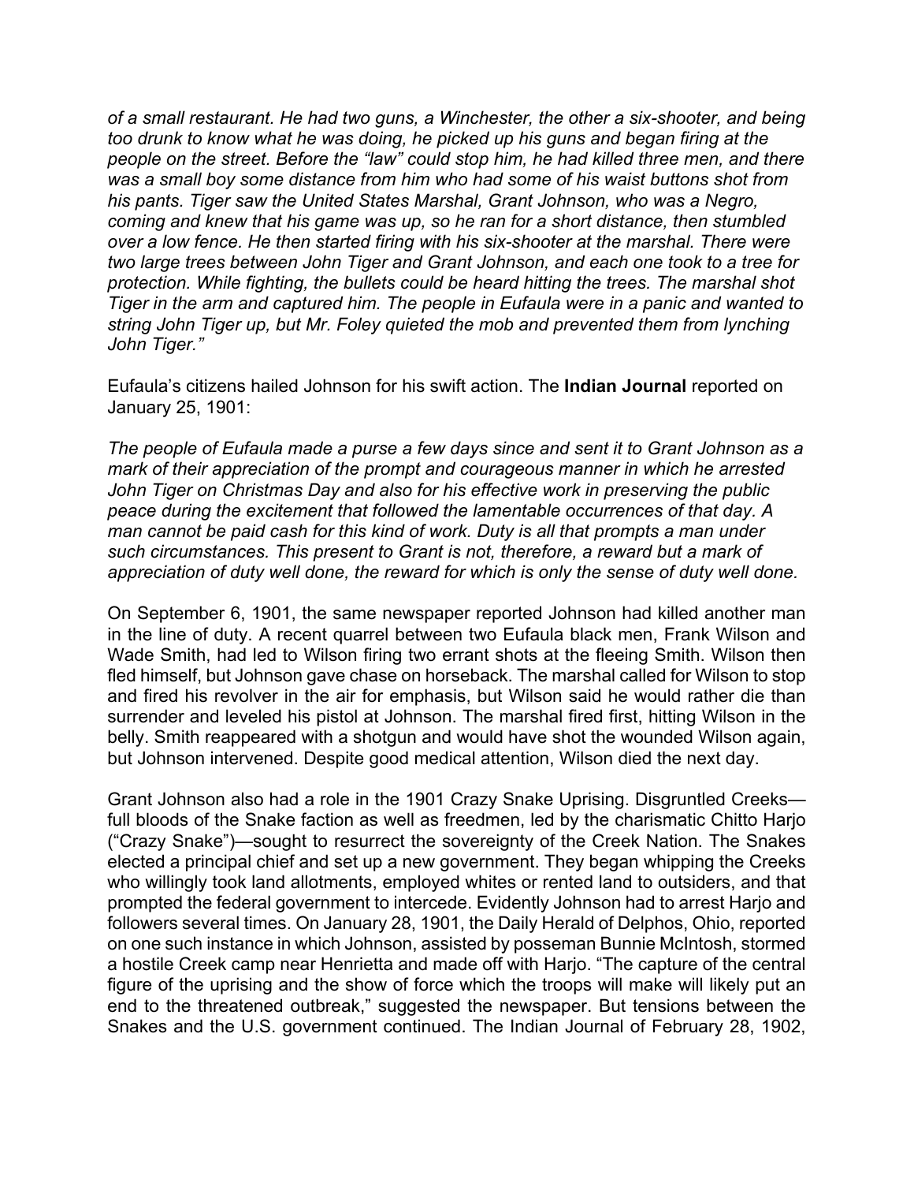*of a small restaurant. He had two guns, a Winchester, the other a six-shooter, and being too drunk to know what he was doing, he picked up his guns and began firing at the people on the street. Before the "law" could stop him, he had killed three men, and there was a small boy some distance from him who had some of his waist buttons shot from his pants. Tiger saw the United States Marshal, Grant Johnson, who was a Negro, coming and knew that his game was up, so he ran for a short distance, then stumbled over a low fence. He then started firing with his six-shooter at the marshal. There were two large trees between John Tiger and Grant Johnson, and each one took to a tree for protection. While fighting, the bullets could be heard hitting the trees. The marshal shot Tiger in the arm and captured him. The people in Eufaula were in a panic and wanted to string John Tiger up, but Mr. Foley quieted the mob and prevented them from lynching John Tiger."*

Eufaula's citizens hailed Johnson for his swift action. The **Indian Journal** reported on January 25, 1901:

*The people of Eufaula made a purse a few days since and sent it to Grant Johnson as a mark of their appreciation of the prompt and courageous manner in which he arrested John Tiger on Christmas Day and also for his effective work in preserving the public peace during the excitement that followed the lamentable occurrences of that day. A man cannot be paid cash for this kind of work. Duty is all that prompts a man under such circumstances. This present to Grant is not, therefore, a reward but a mark of appreciation of duty well done, the reward for which is only the sense of duty well done.*

On September 6, 1901, the same newspaper reported Johnson had killed another man in the line of duty. A recent quarrel between two Eufaula black men, Frank Wilson and Wade Smith, had led to Wilson firing two errant shots at the fleeing Smith. Wilson then fled himself, but Johnson gave chase on horseback. The marshal called for Wilson to stop and fired his revolver in the air for emphasis, but Wilson said he would rather die than surrender and leveled his pistol at Johnson. The marshal fired first, hitting Wilson in the belly. Smith reappeared with a shotgun and would have shot the wounded Wilson again, but Johnson intervened. Despite good medical attention, Wilson died the next day.

Grant Johnson also had a role in the 1901 Crazy Snake Uprising. Disgruntled Creeks—full bloods of the Snake faction as well as freedmen, led by the charismatic Chitto Harjo ("Crazy Snake")—sought to resurrect the sovereignty of the Creek Nation. The Snakes elected a principal chief and set up a new government. They began whipping the Creeks who willingly took land allotments, employed whites or rented land to outsiders, and that prompted the federal government to intercede. Evidently Johnson had to arrest Harjo and followers several times. On January 28, 1901, the Daily Herald of Delphos, Ohio, reported on one such instance in which Johnson, assisted by posseman Bunnie McIntosh, stormed a hostile Creek camp near Henrietta and made off with Harjo. "The capture of the central figure of the uprising and the show of force which the troops will make will likely put an end to the threatened outbreak," suggested the newspaper. But tensions between the Snakes and the U.S. government continued. The Indian Journal of February 28, 1902,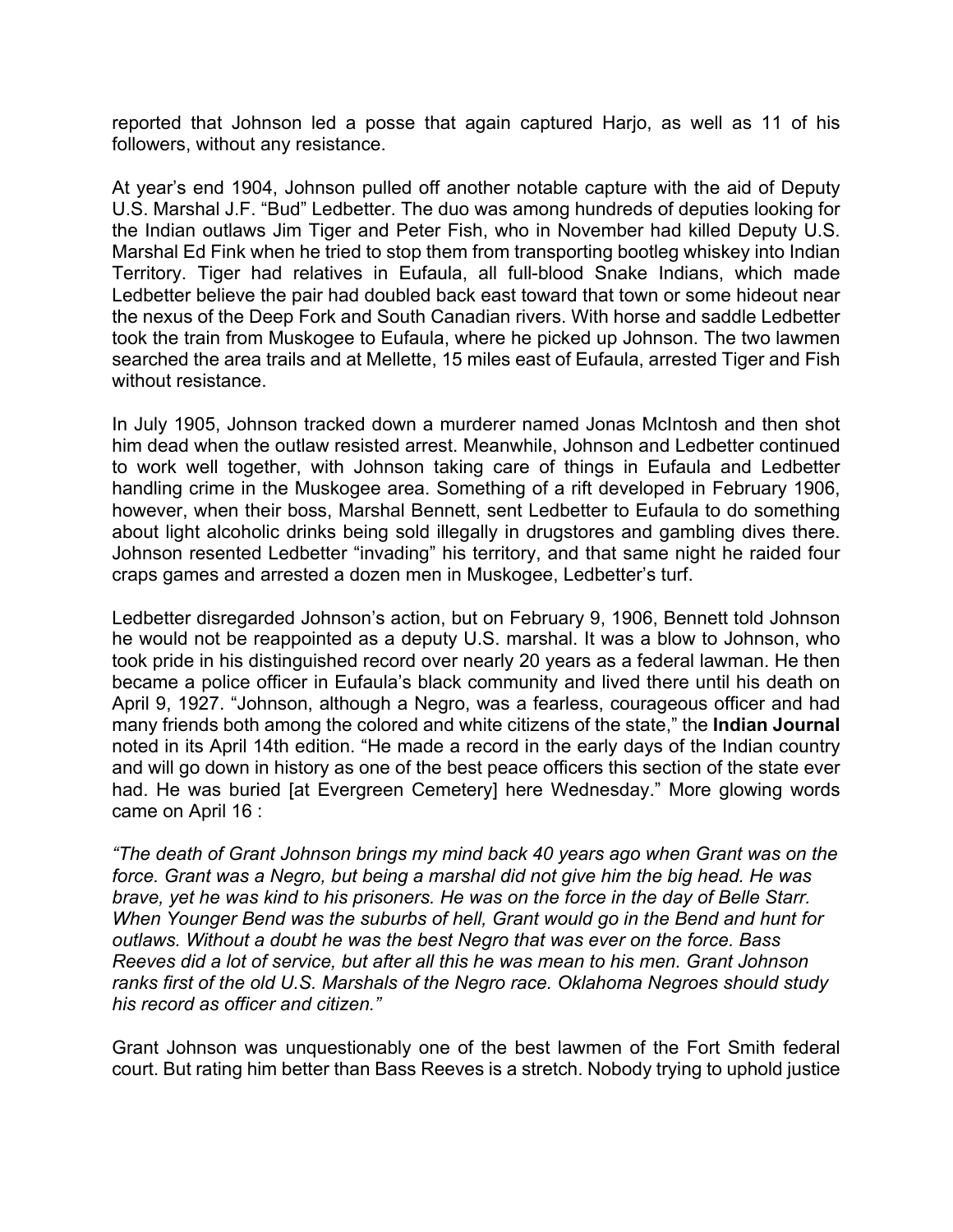reported that Johnson led a posse that again captured Harjo, as well as 11 of his followers, without any resistance.

At year's end 1904, Johnson pulled off another notable capture with the aid of Deputy U.S. Marshal J.F. "Bud" Ledbetter. The duo was among hundreds of deputies looking for the Indian outlaws Jim Tiger and Peter Fish, who in November had killed Deputy U.S. Marshal Ed Fink when he tried to stop them from transporting bootleg whiskey into Indian Territory. Tiger had relatives in Eufaula, all full-blood Snake Indians, which made Ledbetter believe the pair had doubled back east toward that town or some hideout near the nexus of the Deep Fork and South Canadian rivers. With horse and saddle Ledbetter took the train from Muskogee to Eufaula, where he picked up Johnson. The two lawmen searched the area trails and at Mellette, 15 miles east of Eufaula, arrested Tiger and Fish without resistance.

In July 1905, Johnson tracked down a murderer named Jonas McIntosh and then shot him dead when the outlaw resisted arrest. Meanwhile, Johnson and Ledbetter continued to work well together, with Johnson taking care of things in Eufaula and Ledbetter handling crime in the Muskogee area. Something of a rift developed in February 1906, however, when their boss, Marshal Bennett, sent Ledbetter to Eufaula to do something about light alcoholic drinks being sold illegally in drugstores and gambling dives there. Johnson resented Ledbetter "invading" his territory, and that same night he raided four craps games and arrested a dozen men in Muskogee, Ledbetter's turf.

Ledbetter disregarded Johnson's action, but on February 9, 1906, Bennett told Johnson he would not be reappointed as a deputy U.S. marshal. It was a blow to Johnson, who took pride in his distinguished record over nearly 20 years as a federal lawman. He then became a police officer in Eufaula's black community and lived there until his death on April 9, 1927. "Johnson, although a Negro, was a fearless, courageous officer and had many friends both among the colored and white citizens of the state," the **Indian Journal** noted in its April 14th edition. "He made a record in the early days of the Indian country and will go down in history as one of the best peace officers this section of the state ever had. He was buried [at Evergreen Cemetery] here Wednesday." More glowing words came on April 16 :

*"The death of Grant Johnson brings my mind back 40 years ago when Grant was on the force. Grant was a Negro, but being a marshal did not give him the big head. He was brave, yet he was kind to his prisoners. He was on the force in the day of Belle Starr. When Younger Bend was the suburbs of hell, Grant would go in the Bend and hunt for outlaws. Without a doubt he was the best Negro that was ever on the force. Bass Reeves did a lot of service, but after all this he was mean to his men. Grant Johnson ranks first of the old U.S. Marshals of the Negro race. Oklahoma Negroes should study his record as officer and citizen."*

Grant Johnson was unquestionably one of the best lawmen of the Fort Smith federal court. But rating him better than Bass Reeves is a stretch. Nobody trying to uphold justice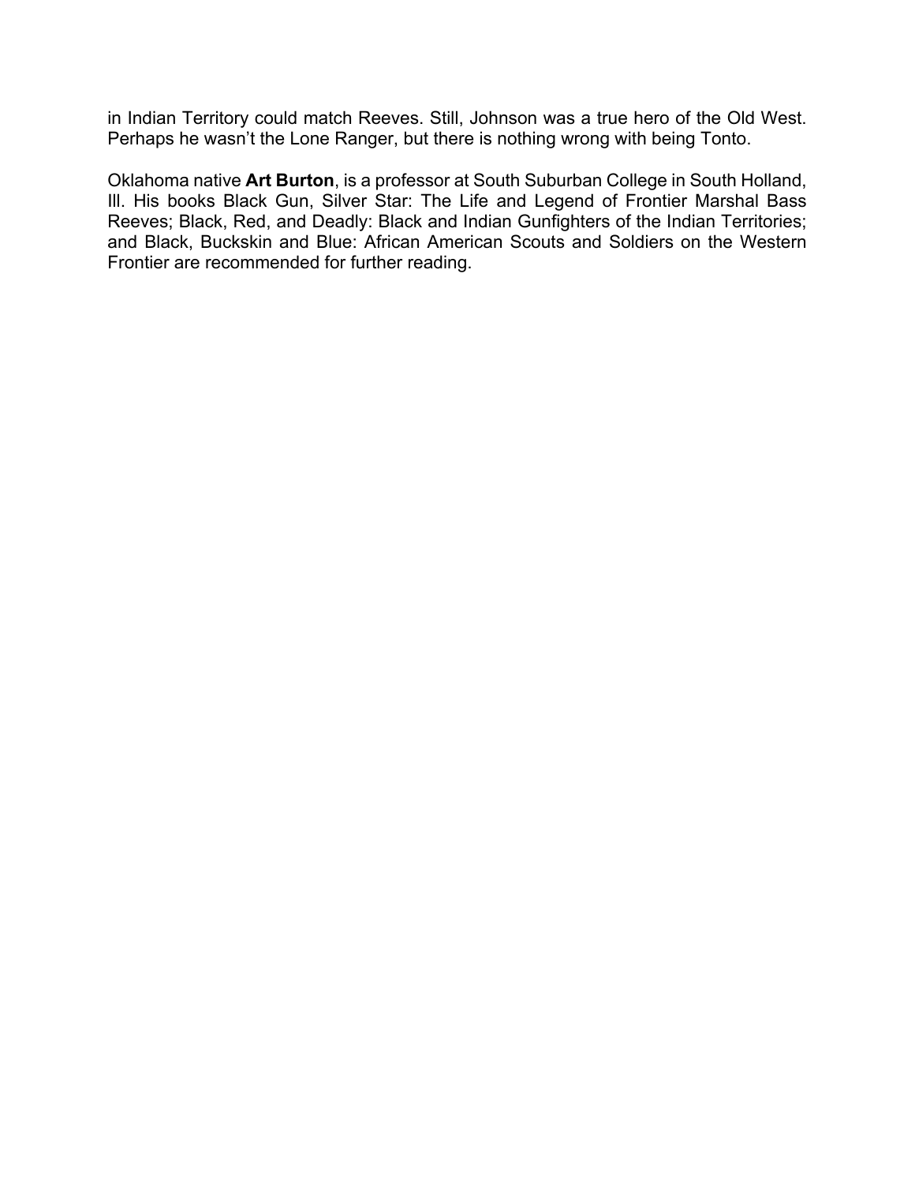in Indian Territory could match Reeves. Still, Johnson was a true hero of the Old West. Perhaps he wasn't the Lone Ranger, but there is nothing wrong with being Tonto.

Oklahoma native **Art Burton**, is a professor at South Suburban College in South Holland, Ill. His books Black Gun, Silver Star: The Life and Legend of Frontier Marshal Bass Reeves; Black, Red, and Deadly: Black and Indian Gunfighters of the Indian Territories; and Black, Buckskin and Blue: African American Scouts and Soldiers on the Western Frontier are recommended for further reading.